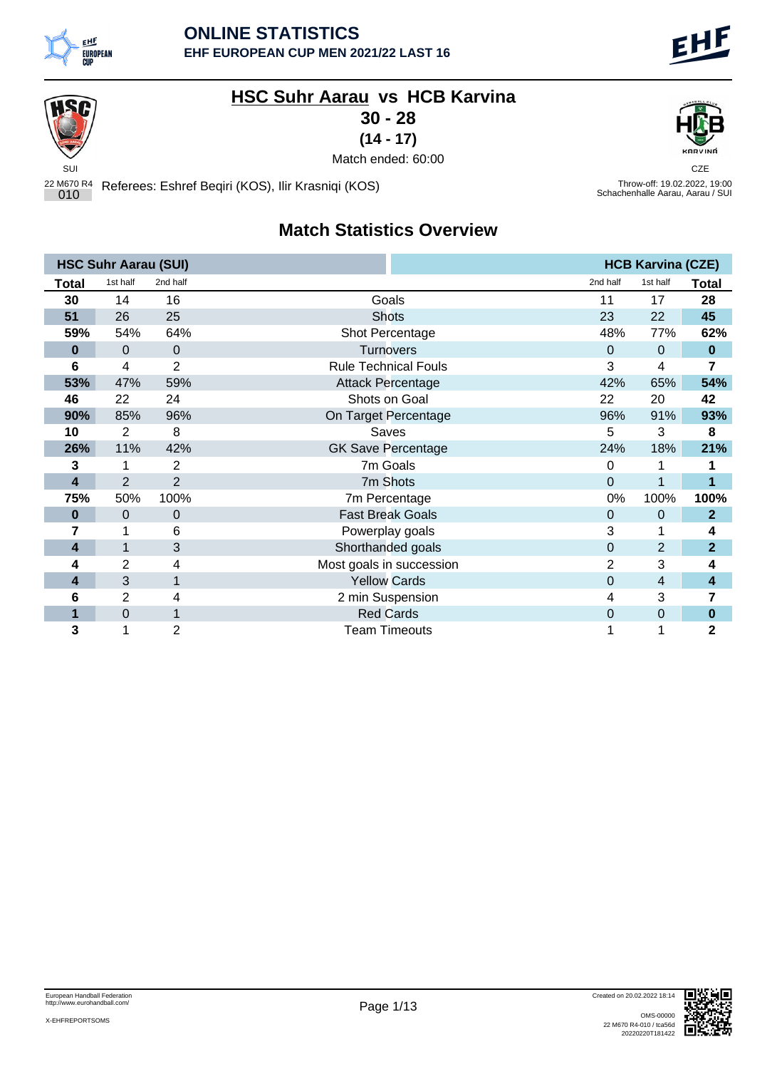# ONLINE STATISTICS

## EHF EUROPEAN CUP MEN 2021/22 LAST 16

## HSC Suhr Aarau vs HCB Karvina

**30 - 28**

**(14 - 17)**

Match ended: 60:00

SUI

CZE

22 M670 R4
010

Referees: Eshref Beqiri (KOS), Ilir Krasniqi (KOS)

Throw-off: 19.02.2022, 19:00
Schachenhalle Aarau, Aarau / SUI

## Match Statistics Overview

| HSC Suhr Aarau (SUI) | | | | | | HCB Karvina (CZE) |
|---|---|---|---|---|---|---|
| **Total** | 1st half | 2nd half | | 2nd half | 1st half | **Total** |
| **30** | 14 | 16 | Goals | 11 | 17 | **28** |
| **51** | 26 | 25 | Shots | 23 | 22 | **45** |
| **59%** | 54% | 64% | Shot Percentage | 48% | 77% | **62%** |
| **0** | 0 | 0 | Turnovers | 0 | 0 | **0** |
| **6** | 4 | 2 | Rule Technical Fouls | 3 | 4 | **7** |
| **53%** | 47% | 59% | Attack Percentage | 42% | 65% | **54%** |
| **46** | 22 | 24 | Shots on Goal | 22 | 20 | **42** |
| **90%** | 85% | 96% | On Target Percentage | 96% | 91% | **93%** |
| **10** | 2 | 8 | Saves | 5 | 3 | **8** |
| **26%** | 11% | 42% | GK Save Percentage | 24% | 18% | **21%** |
| **3** | 1 | 2 | 7m Goals | 0 | 1 | **1** |
| **4** | 2 | 2 | 7m Shots | 0 | 1 | **1** |
| **75%** | 50% | 100% | 7m Percentage | 0% | 100% | **100%** |
| **0** | 0 | 0 | Fast Break Goals | 0 | 0 | **2** |
| **7** | 1 | 6 | Powerplay goals | 3 | 1 | **4** |
| **4** | 1 | 3 | Shorthanded goals | 0 | 2 | **2** |
| **4** | 2 | 4 | Most goals in succession | 2 | 3 | **4** |
| **4** | 3 | 1 | Yellow Cards | 0 | 4 | **4** |
| **6** | 2 | 4 | 2 min Suspension | 4 | 3 | **7** |
| **1** | 0 | 1 | Red Cards | 0 | 0 | **0** |
| **3** | 1 | 2 | Team Timeouts | 1 | 1 | **2** |

European Handball Federation
http://www.eurohandball.com/

X-EHFREPORTSOMS

Created on 20.02.2022 18:14

OMS-00000
22 M670 R4-010 / tca56d
20220220T181422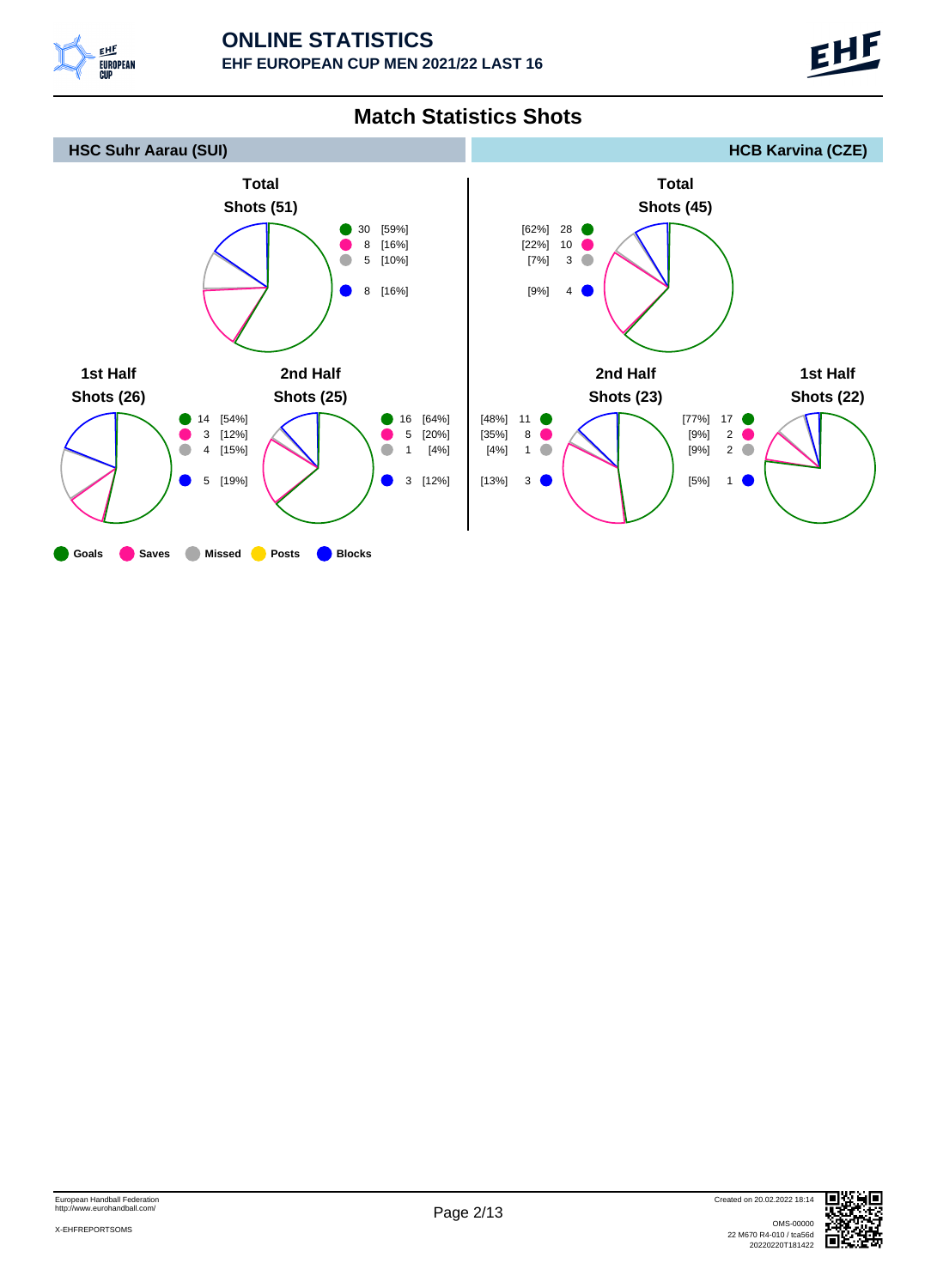# ONLINE STATISTICS

**EHF EUROPEAN CUP MEN 2021/22 LAST 16**

## Match Statistics Shots

### HSC Suhr Aarau (SUI)

**Total Shots (51)**

| | Count | % |
|---|---|---|
| Goals | 30 | [59%] |
| Saves | 8 | [16%] |
| Missed | 5 | [10%] |
| Blocks | 8 | [16%] |

**1st Half Shots (26)**

| | Count | % |
|---|---|---|
| Goals | 14 | [54%] |
| Saves | 3 | [12%] |
| Missed | 4 | [15%] |
| Blocks | 5 | [19%] |

**2nd Half Shots (25)**

| | Count | % |
|---|---|---|
| Goals | 16 | [64%] |
| Saves | 5 | [20%] |
| Missed | 1 | [4%] |
| Blocks | 3 | [12%] |

### HCB Karvina (CZE)

**Total Shots (45)**

| | Count | % |
|---|---|---|
| Goals | 28 | [62%] |
| Saves | 10 | [22%] |
| Missed | 3 | [7%] |
| Blocks | 4 | [9%] |

**2nd Half Shots (23)**

| | Count | % |
|---|---|---|
| Goals | 11 | [48%] |
| Saves | 8 | [35%] |
| Missed | 1 | [4%] |
| Blocks | 3 | [13%] |

**1st Half Shots (22)**

| | Count | % |
|---|---|---|
| Goals | 17 | [77%] |
| Saves | 2 | [9%] |
| Missed | 2 | [9%] |
| Blocks | 1 | [5%] |

Goals Saves Missed Posts Blocks

European Handball Federation
http://www.eurohandball.com/

X-EHFREPORTSOMS

Created on 20.02.2022 18:14

OMS-00000
22 M670 R4-010 / tca56d
20220220T181422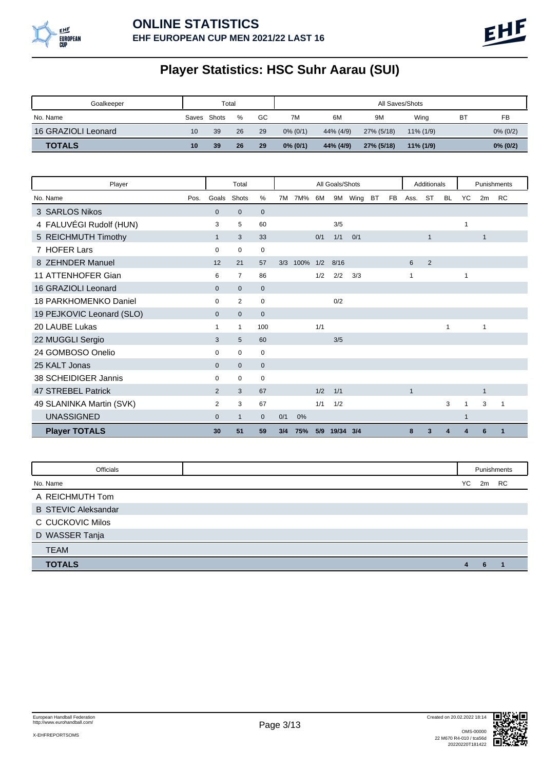# ONLINE STATISTICS

## EHF EUROPEAN CUP MEN 2021/22 LAST 16

# Player Statistics: HSC Suhr Aarau (SUI)

| Goalkeeper | Total | | | | All Saves/Shots | | | | | |
|---|---|---|---|---|---|---|---|---|---|---|
| No. Name | Saves | Shots | % | GC | 7M | 6M | 9M | Wing | BT | FB |
| 16 GRAZIOLI Leonard | 10 | 39 | 26 | 29 | 0% (0/1) | 44% (4/9) | 27% (5/18) | 11% (1/9) | | 0% (0/2) |
| **TOTALS** | **10** | **39** | **26** | **29** | **0% (0/1)** | **44% (4/9)** | **27% (5/18)** | **11% (1/9)** | | **0% (0/2)** |

| Player | | Total | | | All Goals/Shots | | | | | | | Additionals | | | Punishments | | |
|---|---|---|---|---|---|---|---|---|---|---|---|---|---|---|---|---|---|
| No. Name | Pos. | Goals | Shots | % | 7M | 7M% | 6M | 9M | Wing | BT | FB | Ass. | ST | BL | YC | 2m | RC |
| 3 SARLOS Nikos | | 0 | 0 | 0 | | | | | | | | | | | | | |
| 4 FALUVÉGI Rudolf (HUN) | | 3 | 5 | 60 | | | | 3/5 | | | | | | | 1 | | |
| 5 REICHMUTH Timothy | | 1 | 3 | 33 | | | 0/1 | 1/1 | 0/1 | | | | 1 | | | 1 | |
| 7 HOFER Lars | | 0 | 0 | 0 | | | | | | | | | | | | | |
| 8 ZEHNDER Manuel | | 12 | 21 | 57 | 3/3 | 100% | 1/2 | 8/16 | | | | 6 | 2 | | | | |
| 11 ATTENHOFER Gian | | 6 | 7 | 86 | | | 1/2 | 2/2 | 3/3 | | | 1 | | | 1 | | |
| 16 GRAZIOLI Leonard | | 0 | 0 | 0 | | | | | | | | | | | | | |
| 18 PARKHOMENKO Daniel | | 0 | 2 | 0 | | | | 0/2 | | | | | | | | | |
| 19 PEJKOVIC Leonard (SLO) | | 0 | 0 | 0 | | | | | | | | | | | | | |
| 20 LAUBE Lukas | | 1 | 1 | 100 | | | 1/1 | | | | | | | 1 | | 1 | |
| 22 MUGGLI Sergio | | 3 | 5 | 60 | | | | 3/5 | | | | | | | | | |
| 24 GOMBOSO Onelio | | 0 | 0 | 0 | | | | | | | | | | | | | |
| 25 KALT Jonas | | 0 | 0 | 0 | | | | | | | | | | | | | |
| 38 SCHEIDIGER Jannis | | 0 | 0 | 0 | | | | | | | | | | | | | |
| 47 STREBEL Patrick | | 2 | 3 | 67 | | | 1/2 | 1/1 | | | | 1 | | | | 1 | |
| 49 SLANINKA Martin (SVK) | | 2 | 3 | 67 | | | 1/1 | 1/2 | | | | | | 3 | 1 | 3 | 1 |
| UNASSIGNED | | 0 | 1 | 0 | 0/1 | 0% | | | | | | | | | 1 | | |
| **Player TOTALS** | | **30** | **51** | **59** | **3/4** | **75%** | **5/9** | **19/34** | **3/4** | | | **8** | **3** | **4** | **4** | **6** | **1** |

| Officials | Punishments | | |
|---|---|---|---|
| No. Name | YC | 2m | RC |
| A REICHMUTH Tom | | | |
| B STEVIC Aleksandar | | | |
| C CUCKOVIC Milos | | | |
| D WASSER Tanja | | | |
| TEAM | | | |
| **TOTALS** | **4** | **6** | **1** |

European Handball Federation
http://www.eurohandball.com/

X-EHFREPORTSOMS

Created on 20.02.2022 18:14

OMS-00000
22 M670 R4-010 / tca56d
20220220T181422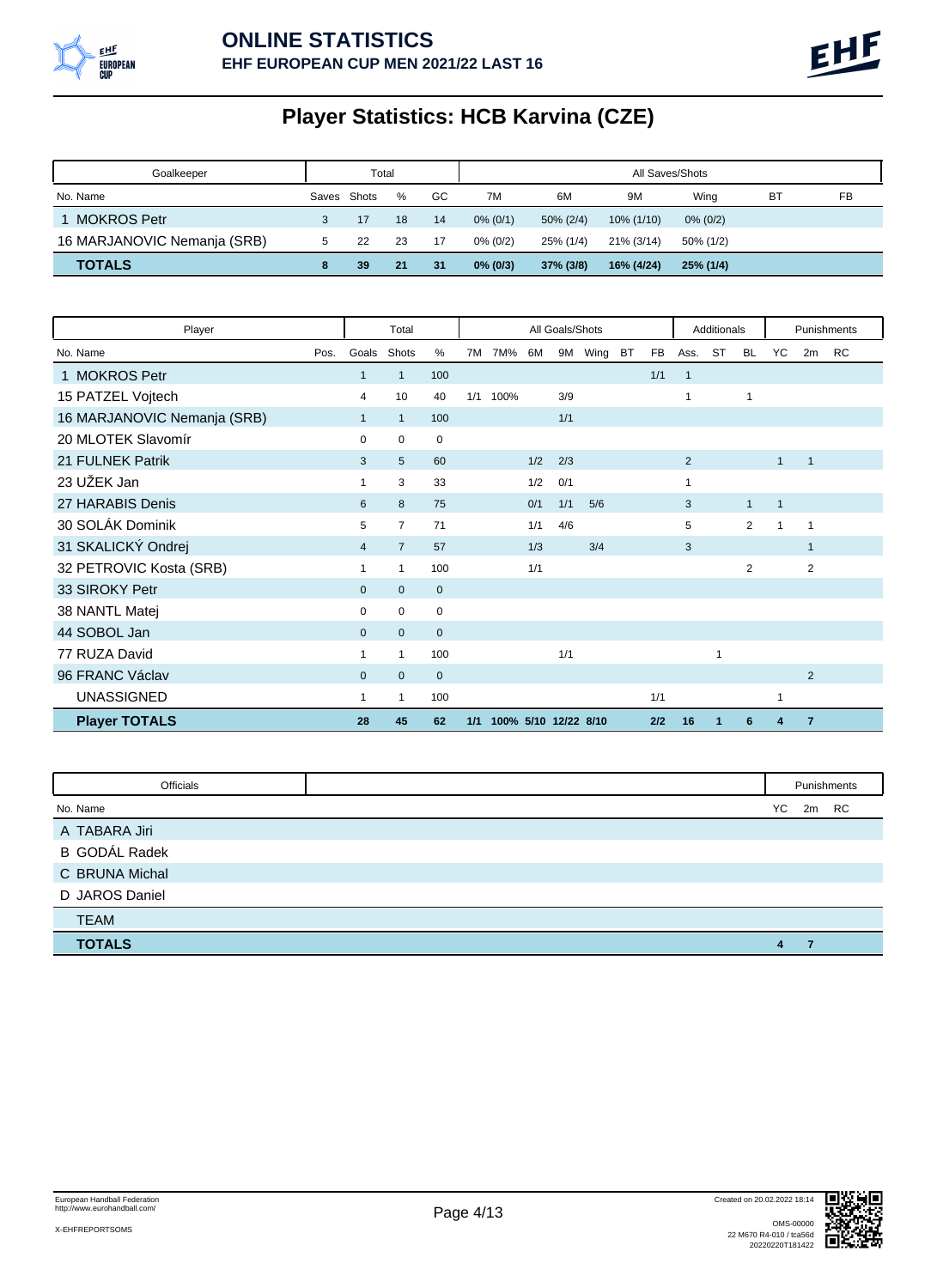# Player Statistics: HCB Karvina (CZE)

| Goalkeeper | Total | | | | All Saves/Shots | | | | | |
|---|---|---|---|---|---|---|---|---|---|---|
| No. Name | Saves | Shots | % | GC | 7M | 6M | 9M | Wing | BT | FB |
| 1 MOKROS Petr | 3 | 17 | 18 | 14 | 0% (0/1) | 50% (2/4) | 10% (1/10) | 0% (0/2) | | |
| 16 MARJANOVIC Nemanja (SRB) | 5 | 22 | 23 | 17 | 0% (0/2) | 25% (1/4) | 21% (3/14) | 50% (1/2) | | |
| **TOTALS** | **8** | **39** | **21** | **31** | **0% (0/3)** | **37% (3/8)** | **16% (4/24)** | **25% (1/4)** | | |

| Player | | Total | | | All Goals/Shots | | | | | | | Additionals | | | Punishments | | |
|---|---|---|---|---|---|---|---|---|---|---|---|---|---|---|---|---|---|
| No. Name | Pos. | Goals | Shots | % | 7M | 7M% | 6M | 9M | Wing | BT | FB | Ass. | ST | BL | YC | 2m | RC |
| 1 MOKROS Petr | | 1 | 1 | 100 | | | | | | | 1/1 | 1 | | | | | |
| 15 PATZEL Vojtech | | 4 | 10 | 40 | 1/1 | 100% | | 3/9 | | | | 1 | | 1 | | | |
| 16 MARJANOVIC Nemanja (SRB) | | 1 | 1 | 100 | | | | 1/1 | | | | | | | | | |
| 20 MLOTEK Slavomír | | 0 | 0 | 0 | | | | | | | | | | | | | |
| 21 FULNEK Patrik | | 3 | 5 | 60 | | | 1/2 | 2/3 | | | | 2 | | | 1 | 1 | |
| 23 UŽEK Jan | | 1 | 3 | 33 | | | 1/2 | 0/1 | | | | 1 | | | | | |
| 27 HARABIS Denis | | 6 | 8 | 75 | | | 0/1 | 1/1 | 5/6 | | | 3 | | 1 | 1 | | |
| 30 SOLÁK Dominik | | 5 | 7 | 71 | | | 1/1 | 4/6 | | | | 5 | | 2 | 1 | 1 | |
| 31 SKALICKÝ Ondrej | | 4 | 7 | 57 | | | 1/3 | | 3/4 | | | 3 | | | | 1 | |
| 32 PETROVIC Kosta (SRB) | | 1 | 1 | 100 | | | 1/1 | | | | | | | 2 | | 2 | |
| 33 SIROKY Petr | | 0 | 0 | 0 | | | | | | | | | | | | | |
| 38 NANTL Matej | | 0 | 0 | 0 | | | | | | | | | | | | | |
| 44 SOBOL Jan | | 0 | 0 | 0 | | | | | | | | | | | | | |
| 77 RUZA David | | 1 | 1 | 100 | | | | 1/1 | | | | | 1 | | | | |
| 96 FRANC Václav | | 0 | 0 | 0 | | | | | | | | | | | | 2 | |
| UNASSIGNED | | 1 | 1 | 100 | | | | | | | 1/1 | | | | 1 | | |
| **Player TOTALS** | | **28** | **45** | **62** | **1/1** | **100%** | **5/10** | **12/22** | **8/10** | | **2/2** | **16** | **1** | **6** | **4** | **7** | |

| Officials | Punishments | | |
|---|---|---|---|
| No. Name | YC | 2m | RC |
| A TABARA Jiri | | | |
| B GODÁL Radek | | | |
| C BRUNA Michal | | | |
| D JAROS Daniel | | | |
| TEAM | | | |
| **TOTALS** | **4** | **7** | |

European Handball Federation
http://www.eurohandball.com/

X-EHFREPORTSOMS

Created on 20.02.2022 18:14

OMS-00000
22 M670 R4-010 / tca56d
20220220T181422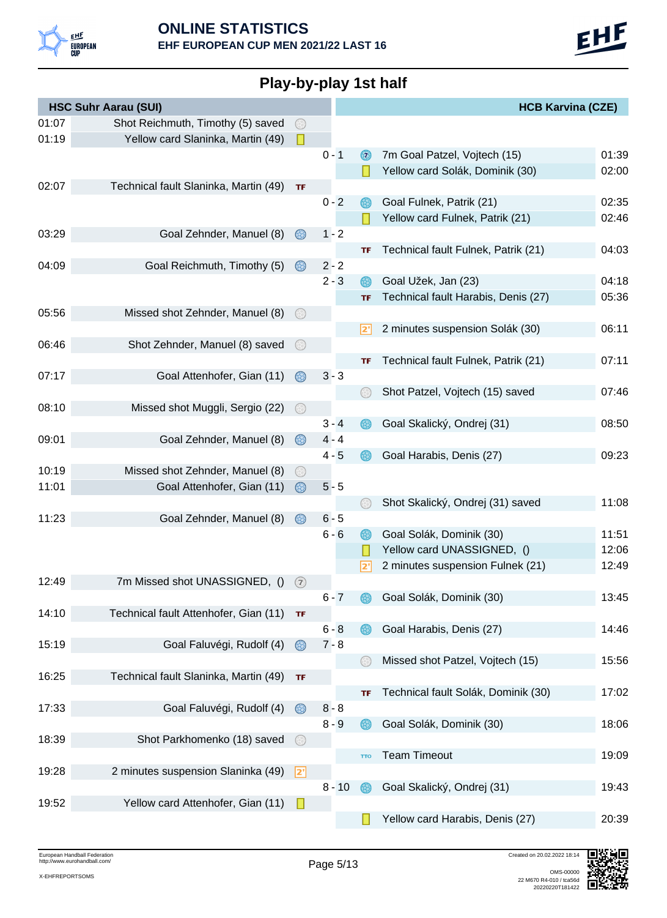# ONLINE STATISTICS

**EHF EUROPEAN CUP MEN 2021/22 LAST 16**

## Play-by-play 1st half

| Time | HSC Suhr Aarau (SUI) | Score | HCB Karvina (CZE) | Time |
|---|---|---|---|---|
| 01:07 | Shot Reichmuth, Timothy (5) saved | | | |
| 01:19 | Yellow card Slaninka, Martin (49) | | | |
| | | 0 - 1 | 7m Goal Patzel, Vojtech (15) | 01:39 |
| | | | Yellow card Solák, Dominik (30) | 02:00 |
| 02:07 | Technical fault Slaninka, Martin (49) | | | |
| | | 0 - 2 | Goal Fulnek, Patrik (21) | 02:35 |
| | | | Yellow card Fulnek, Patrik (21) | 02:46 |
| 03:29 | Goal Zehnder, Manuel (8) | 1 - 2 | | |
| | | | Technical fault Fulnek, Patrik (21) | 04:03 |
| 04:09 | Goal Reichmuth, Timothy (5) | 2 - 2 | | |
| | | 2 - 3 | Goal Užek, Jan (23) | 04:18 |
| | | | Technical fault Harabis, Denis (27) | 05:36 |
| 05:56 | Missed shot Zehnder, Manuel (8) | | | |
| | | | 2 minutes suspension Solák (30) | 06:11 |
| 06:46 | Shot Zehnder, Manuel (8) saved | | | |
| | | | Technical fault Fulnek, Patrik (21) | 07:11 |
| 07:17 | Goal Attenhofer, Gian (11) | 3 - 3 | | |
| | | | Shot Patzel, Vojtech (15) saved | 07:46 |
| 08:10 | Missed shot Muggli, Sergio (22) | | | |
| | | 3 - 4 | Goal Skalický, Ondrej (31) | 08:50 |
| 09:01 | Goal Zehnder, Manuel (8) | 4 - 4 | | |
| | | 4 - 5 | Goal Harabis, Denis (27) | 09:23 |
| 10:19 | Missed shot Zehnder, Manuel (8) | | | |
| 11:01 | Goal Attenhofer, Gian (11) | 5 - 5 | | |
| | | | Shot Skalický, Ondrej (31) saved | 11:08 |
| 11:23 | Goal Zehnder, Manuel (8) | 6 - 5 | | |
| | | 6 - 6 | Goal Solák, Dominik (30) | 11:51 |
| | | | Yellow card UNASSIGNED, () | 12:06 |
| | | | 2 minutes suspension Fulnek (21) | 12:49 |
| 12:49 | 7m Missed shot UNASSIGNED, () | | | |
| | | 6 - 7 | Goal Solák, Dominik (30) | 13:45 |
| 14:10 | Technical fault Attenhofer, Gian (11) | | | |
| | | 6 - 8 | Goal Harabis, Denis (27) | 14:46 |
| 15:19 | Goal Faluvégi, Rudolf (4) | 7 - 8 | | |
| | | | Missed shot Patzel, Vojtech (15) | 15:56 |
| 16:25 | Technical fault Slaninka, Martin (49) | | | |
| | | | Technical fault Solák, Dominik (30) | 17:02 |
| 17:33 | Goal Faluvégi, Rudolf (4) | 8 - 8 | | |
| | | 8 - 9 | Goal Solák, Dominik (30) | 18:06 |
| 18:39 | Shot Parkhomenko (18) saved | | | |
| | | | Team Timeout | 19:09 |
| 19:28 | 2 minutes suspension Slaninka (49) | | | |
| | | 8 - 10 | Goal Skalický, Ondrej (31) | 19:43 |
| 19:52 | Yellow card Attenhofer, Gian (11) | | | |
| | | | Yellow card Harabis, Denis (27) | 20:39 |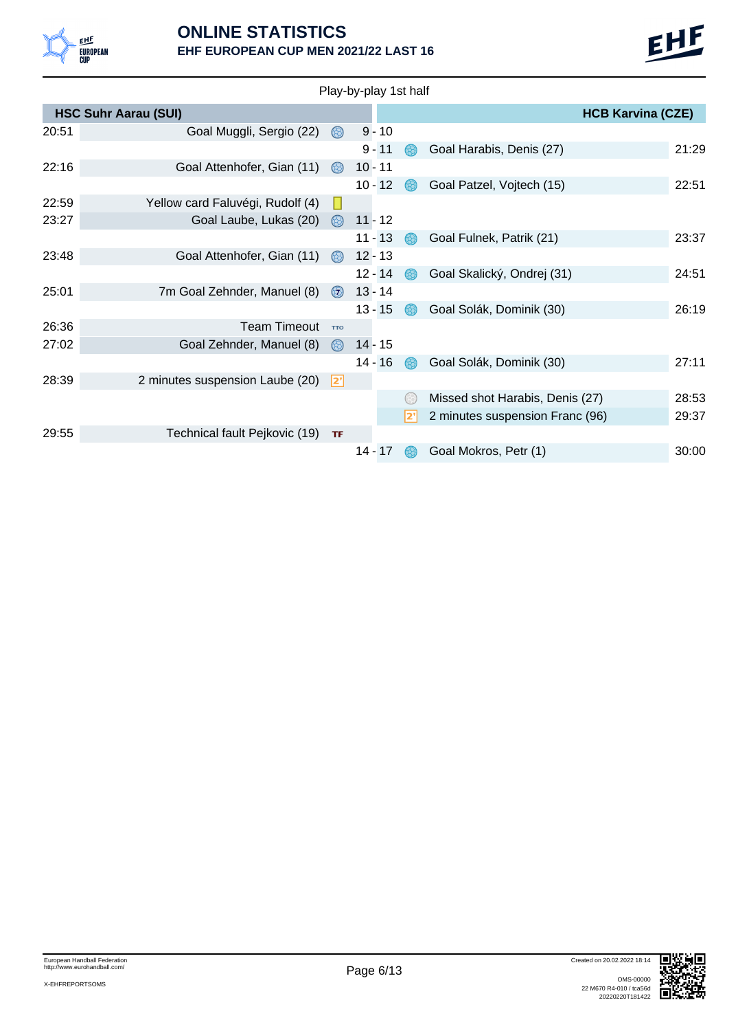# ONLINE STATISTICS

## EHF EUROPEAN CUP MEN 2021/22 LAST 16

Play-by-play 1st half

| Time | HSC Suhr Aarau (SUI) | Score | HCB Karvina (CZE) | Time |
|---|---|---|---|---|
| 20:51 | Goal Muggli, Sergio (22) | 9 - 10 | | |
| | | 9 - 11 | Goal Harabis, Denis (27) | 21:29 |
| 22:16 | Goal Attenhofer, Gian (11) | 10 - 11 | | |
| | | 10 - 12 | Goal Patzel, Vojtech (15) | 22:51 |
| 22:59 | Yellow card Faluvégi, Rudolf (4) | | | |
| 23:27 | Goal Laube, Lukas (20) | 11 - 12 | | |
| | | 11 - 13 | Goal Fulnek, Patrik (21) | 23:37 |
| 23:48 | Goal Attenhofer, Gian (11) | 12 - 13 | | |
| | | 12 - 14 | Goal Skalický, Ondrej (31) | 24:51 |
| 25:01 | 7m Goal Zehnder, Manuel (8) | 13 - 14 | | |
| | | 13 - 15 | Goal Solák, Dominik (30) | 26:19 |
| 26:36 | Team Timeout | | | |
| 27:02 | Goal Zehnder, Manuel (8) | 14 - 15 | | |
| | | 14 - 16 | Goal Solák, Dominik (30) | 27:11 |
| 28:39 | 2 minutes suspension Laube (20) | | | |
| | | | Missed shot Harabis, Denis (27) | 28:53 |
| | | | 2 minutes suspension Franc (96) | 29:37 |
| 29:55 | Technical fault Pejkovic (19) | | | |
| | | 14 - 17 | Goal Mokros, Petr (1) | 30:00 |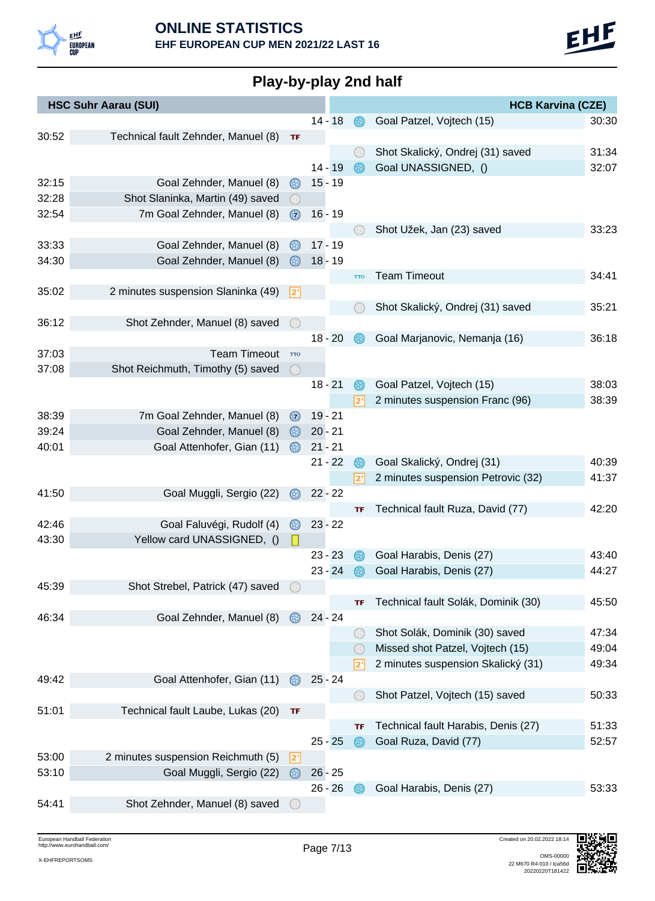# ONLINE STATISTICS
**EHF EUROPEAN CUP MEN 2021/22 LAST 16**

## Play-by-play 2nd half

| Time | HSC Suhr Aarau (SUI) | | Score | | HCB Karvina (CZE) | Time |
|---|---|---|---|---|---|---|
| | | | 14 - 18 | Goal | Goal Patzel, Vojtech (15) | 30:30 |
| 30:52 | Technical fault Zehnder, Manuel (8) | TF | | | | |
| | | | | Shot | Shot Skalický, Ondrej (31) saved | 31:34 |
| | | | 14 - 19 | Goal | Goal UNASSIGNED, () | 32:07 |
| 32:15 | Goal Zehnder, Manuel (8) | Goal | 15 - 19 | | | |
| 32:28 | Shot Slaninka, Martin (49) saved | Shot | | | | |
| 32:54 | 7m Goal Zehnder, Manuel (8) | 7m | 16 - 19 | | | |
| | | | | Shot | Shot Užek, Jan (23) saved | 33:23 |
| 33:33 | Goal Zehnder, Manuel (8) | Goal | 17 - 19 | | | |
| 34:30 | Goal Zehnder, Manuel (8) | Goal | 18 - 19 | | | |
| | | | | TTO | Team Timeout | 34:41 |
| 35:02 | 2 minutes suspension Slaninka (49) | 2' | | | | |
| | | | | Shot | Shot Skalický, Ondrej (31) saved | 35:21 |
| 36:12 | Shot Zehnder, Manuel (8) saved | Shot | | | | |
| | | | 18 - 20 | Goal | Goal Marjanovic, Nemanja (16) | 36:18 |
| 37:03 | Team Timeout | TTO | | | | |
| 37:08 | Shot Reichmuth, Timothy (5) saved | Shot | | | | |
| | | | 18 - 21 | Goal | Goal Patzel, Vojtech (15) | 38:03 |
| | | | | 2' | 2 minutes suspension Franc (96) | 38:39 |
| 38:39 | 7m Goal Zehnder, Manuel (8) | 7m | 19 - 21 | | | |
| 39:24 | Goal Zehnder, Manuel (8) | Goal | 20 - 21 | | | |
| 40:01 | Goal Attenhofer, Gian (11) | Goal | 21 - 21 | | | |
| | | | 21 - 22 | Goal | Goal Skalický, Ondrej (31) | 40:39 |
| | | | | 2' | 2 minutes suspension Petrovic (32) | 41:37 |
| 41:50 | Goal Muggli, Sergio (22) | Goal | 22 - 22 | | | |
| | | | | TF | Technical fault Ruza, David (77) | 42:20 |
| 42:46 | Goal Faluvégi, Rudolf (4) | Goal | 23 - 22 | | | |
| 43:30 | Yellow card UNASSIGNED, () | YC | | | | |
| | | | 23 - 23 | Goal | Goal Harabis, Denis (27) | 43:40 |
| | | | 23 - 24 | Goal | Goal Harabis, Denis (27) | 44:27 |
| 45:39 | Shot Strebel, Patrick (47) saved | Shot | | | | |
| | | | | TF | Technical fault Solák, Dominik (30) | 45:50 |
| 46:34 | Goal Zehnder, Manuel (8) | Goal | 24 - 24 | | | |
| | | | | Shot | Shot Solák, Dominik (30) saved | 47:34 |
| | | | | Shot | Missed shot Patzel, Vojtech (15) | 49:04 |
| | | | | 2' | 2 minutes suspension Skalický (31) | 49:34 |
| 49:42 | Goal Attenhofer, Gian (11) | Goal | 25 - 24 | | | |
| | | | | Shot | Shot Patzel, Vojtech (15) saved | 50:33 |
| 51:01 | Technical fault Laube, Lukas (20) | TF | | | | |
| | | | | TF | Technical fault Harabis, Denis (27) | 51:33 |
| | | | 25 - 25 | Goal | Goal Ruza, David (77) | 52:57 |
| 53:00 | 2 minutes suspension Reichmuth (5) | 2' | | | | |
| 53:10 | Goal Muggli, Sergio (22) | Goal | 26 - 25 | | | |
| | | | 26 - 26 | Goal | Goal Harabis, Denis (27) | 53:33 |
| 54:41 | Shot Zehnder, Manuel (8) saved | Shot | | | | |

European Handball Federation
http://www.eurohandball.com/
X-EHFREPORTSOMS

Created on 20.02.2022 18:14
OMS-00000
22 M670 R4-010 / tca56d
20220220T181422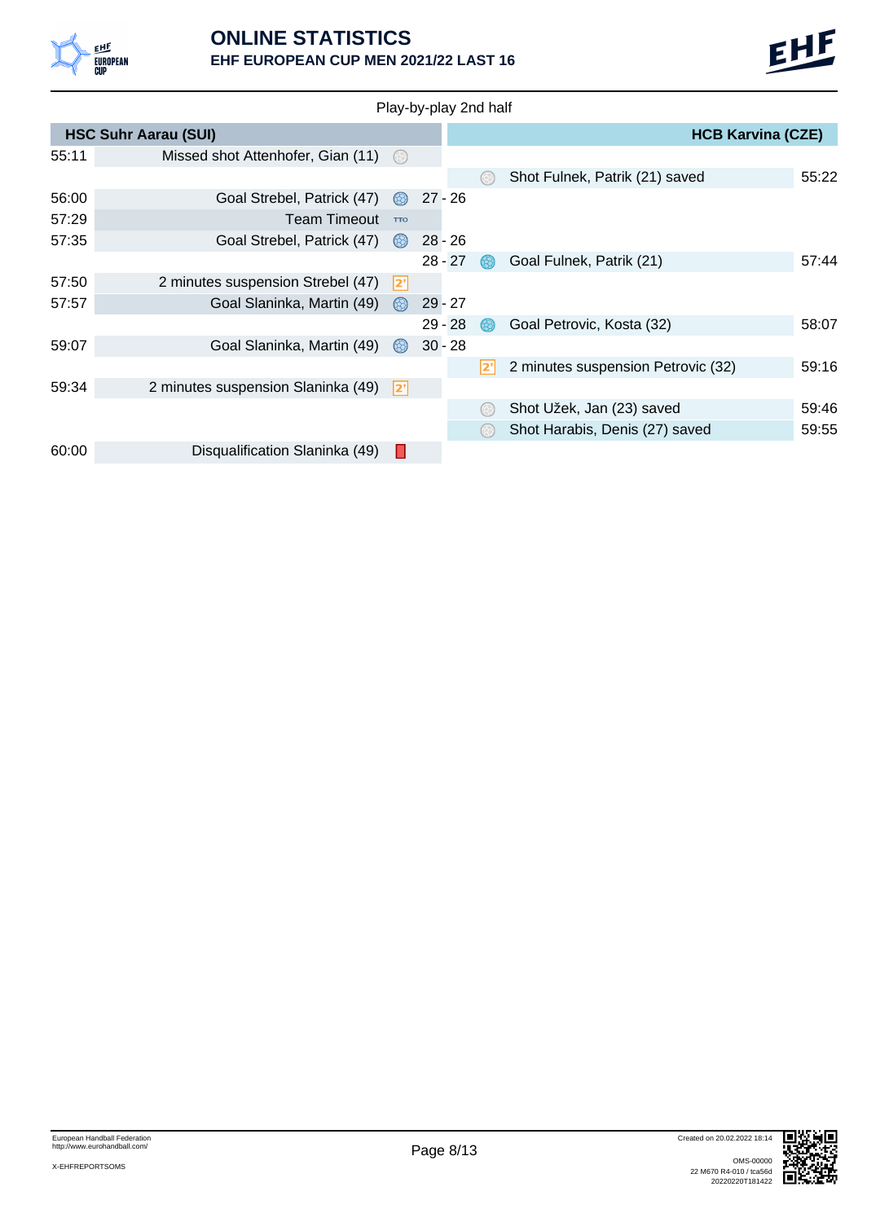# ONLINE STATISTICS

## EHF EUROPEAN CUP MEN 2021/22 LAST 16

Play-by-play 2nd half

| Time | HSC Suhr Aarau (SUI) | Score | HCB Karvina (CZE) | Time |
|---|---|---|---|---|
| 55:11 | Missed shot Attenhofer, Gian (11) | | | |
| | | | Shot Fulnek, Patrik (21) saved | 55:22 |
| 56:00 | Goal Strebel, Patrick (47) | 27 - 26 | | |
| 57:29 | Team Timeout | | | |
| 57:35 | Goal Strebel, Patrick (47) | 28 - 26 | | |
| | | 28 - 27 | Goal Fulnek, Patrik (21) | 57:44 |
| 57:50 | 2 minutes suspension Strebel (47) | | | |
| 57:57 | Goal Slaninka, Martin (49) | 29 - 27 | | |
| | | 29 - 28 | Goal Petrovic, Kosta (32) | 58:07 |
| 59:07 | Goal Slaninka, Martin (49) | 30 - 28 | | |
| | | | 2 minutes suspension Petrovic (32) | 59:16 |
| 59:34 | 2 minutes suspension Slaninka (49) | | | |
| | | | Shot Užek, Jan (23) saved | 59:46 |
| | | | Shot Harabis, Denis (27) saved | 59:55 |
| 60:00 | Disqualification Slaninka (49) | | | |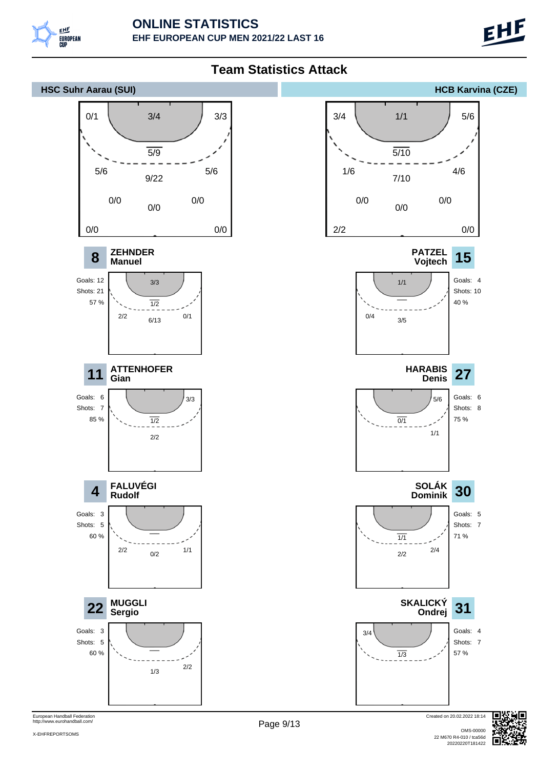# ONLINE STATISTICS

**EHF EUROPEAN CUP MEN 2021/22 LAST 16**

## Team Statistics Attack

### HSC Suhr Aarau (SUI)

**Team shot chart:**

| Zone | Value |
|---|---|
| Left wing | 0/1 |
| 6m centre | 3/4 |
| Right wing | 3/3 |
| Breakthrough | 5/9 |
| 9m left | 5/6 |
| 9m centre | 9/22 |
| 9m right | 5/6 |
| Far left | 0/0 |
| Far centre | 0/0 |
| Far right | 0/0 |
| 7m / Empty goal (left) | 0/0 |
| Empty goal (right) | 0/0 |

#### 8 ZEHNDER Manuel

Goals: 12
Shots: 21
57 %

| Zone | Value |
|---|---|
| 6m centre | 3/3 |
| Breakthrough | 1/2 |
| 9m left | 2/2 |
| 9m centre | 6/13 |
| 9m right | 0/1 |

#### 11 ATTENHOFER Gian

Goals: 6
Shots: 7
85 %

| Zone | Value |
|---|---|
| Right wing | 3/3 |
| Breakthrough | 1/2 |
| 9m centre | 2/2 |

#### 4 FALUVÉGI Rudolf

Goals: 3
Shots: 5
60 %

| Zone | Value |
|---|---|
| 9m left | 2/2 |
| 9m centre | 0/2 |
| 9m right | 1/1 |

#### 22 MUGGLI Sergio

Goals: 3
Shots: 5
60 %

| Zone | Value |
|---|---|
| 9m centre | 1/3 |
| 9m right | 2/2 |

### HCB Karvina (CZE)

**Team shot chart:**

| Zone | Value |
|---|---|
| Left wing | 3/4 |
| 6m centre | 1/1 |
| Right wing | 5/6 |
| Breakthrough | 5/10 |
| 9m left | 1/6 |
| 9m centre | 7/10 |
| 9m right | 4/6 |
| Far left | 0/0 |
| Far centre | 0/0 |
| Far right | 0/0 |
| 7m / Empty goal (left) | 2/2 |
| Empty goal (right) | 0/0 |

#### PATZEL Vojtech 15

Goals: 4
Shots: 10
40 %

| Zone | Value |
|---|---|
| 6m centre | 1/1 |
| 9m left | 0/4 |
| 9m centre | 3/5 |

#### HARABIS Denis 27

Goals: 6
Shots: 8
75 %

| Zone | Value |
|---|---|
| Right wing | 5/6 |
| Breakthrough | 0/1 |
| 9m right | 1/1 |

#### SOLÁK Dominik 30

Goals: 5
Shots: 7
71 %

| Zone | Value |
|---|---|
| Breakthrough | 1/1 |
| 9m centre | 2/2 |
| 9m right | 2/4 |

#### SKALICKÝ Ondrej 31

Goals: 4
Shots: 7
57 %

| Zone | Value |
|---|---|
| Left wing | 3/4 |
| Breakthrough | 1/3 |

European Handball Federation
http://www.eurohandball.com/

X-EHFREPORTSOMS

Created on 20.02.2022 18:14

OMS-00000
22 M670 R4-010 / tca56d
20220220T181422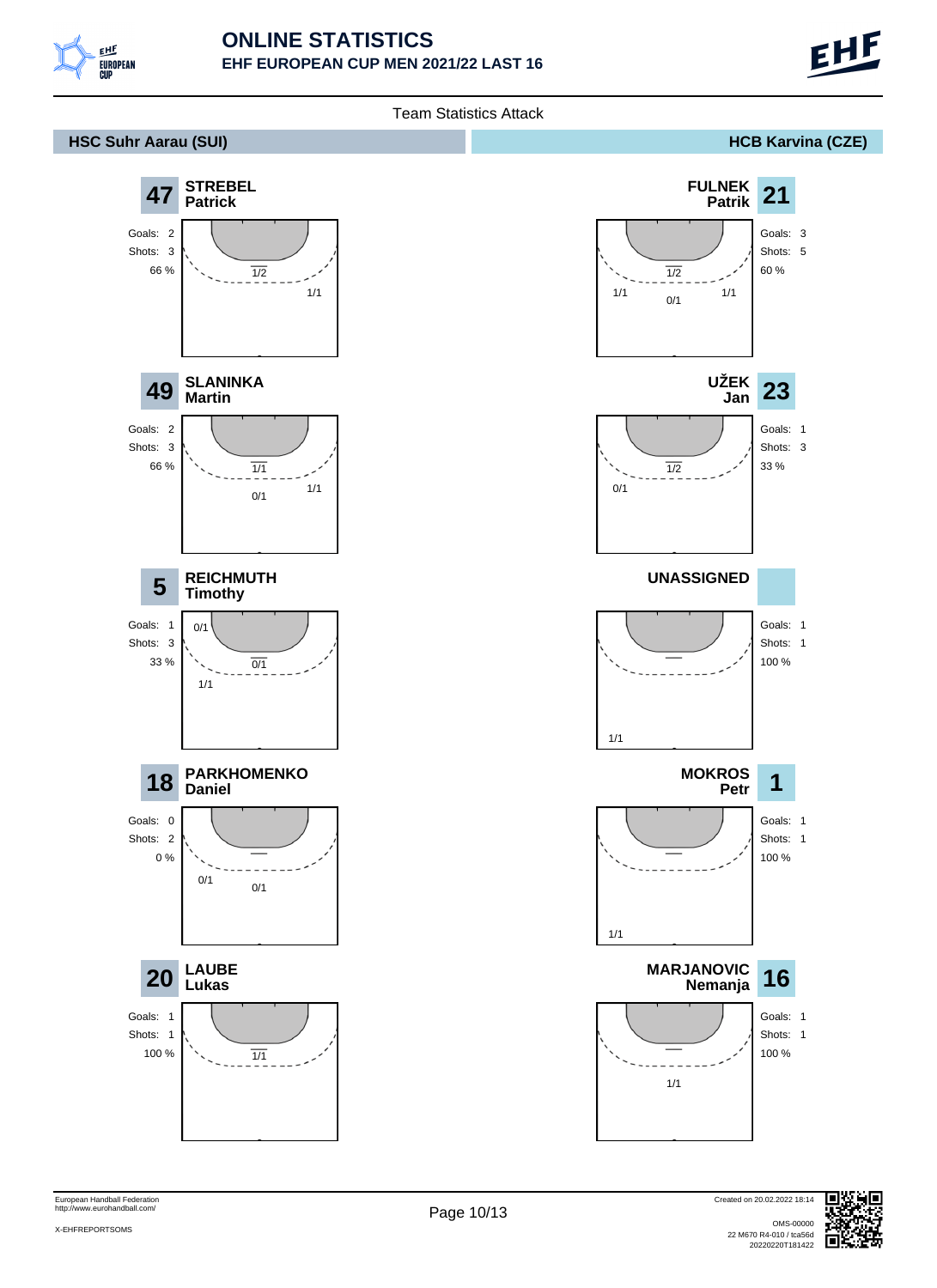# ONLINE STATISTICS
## EHF EUROPEAN CUP MEN 2021/22 LAST 16

Team Statistics Attack

## HSC Suhr Aarau (SUI)

### 47 STREBEL Patrick

Goals: 2
Shots: 3
66 %

1/2
1/1

### 49 SLANINKA Martin

Goals: 2
Shots: 3
66 %

1/1
0/1
1/1

### 5 REICHMUTH Timothy

Goals: 1
Shots: 3
33 %

0/1
0/1
1/1

### 18 PARKHOMENKO Daniel

Goals: 0
Shots: 2
0 %

0/1
0/1

### 20 LAUBE Lukas

Goals: 1
Shots: 1
100 %

1/1

## HCB Karvina (CZE)

### 21 FULNEK Patrik

Goals: 3
Shots: 5
60 %

1/2
1/1
0/1
1/1

### 23 UŽEK Jan

Goals: 1
Shots: 3
33 %

1/2
0/1

### UNASSIGNED

Goals: 1
Shots: 1
100 %

1/1

### 1 MOKROS Petr

Goals: 1
Shots: 1
100 %

1/1

### 16 MARJANOVIC Nemanja

Goals: 1
Shots: 1
100 %

1/1

European Handball Federation
http://www.eurohandball.com/

X-EHFREPORTSOMS

Created on 20.02.2022 18:14

OMS-00000
22 M670 R4-010 / tca56d
20220220T181422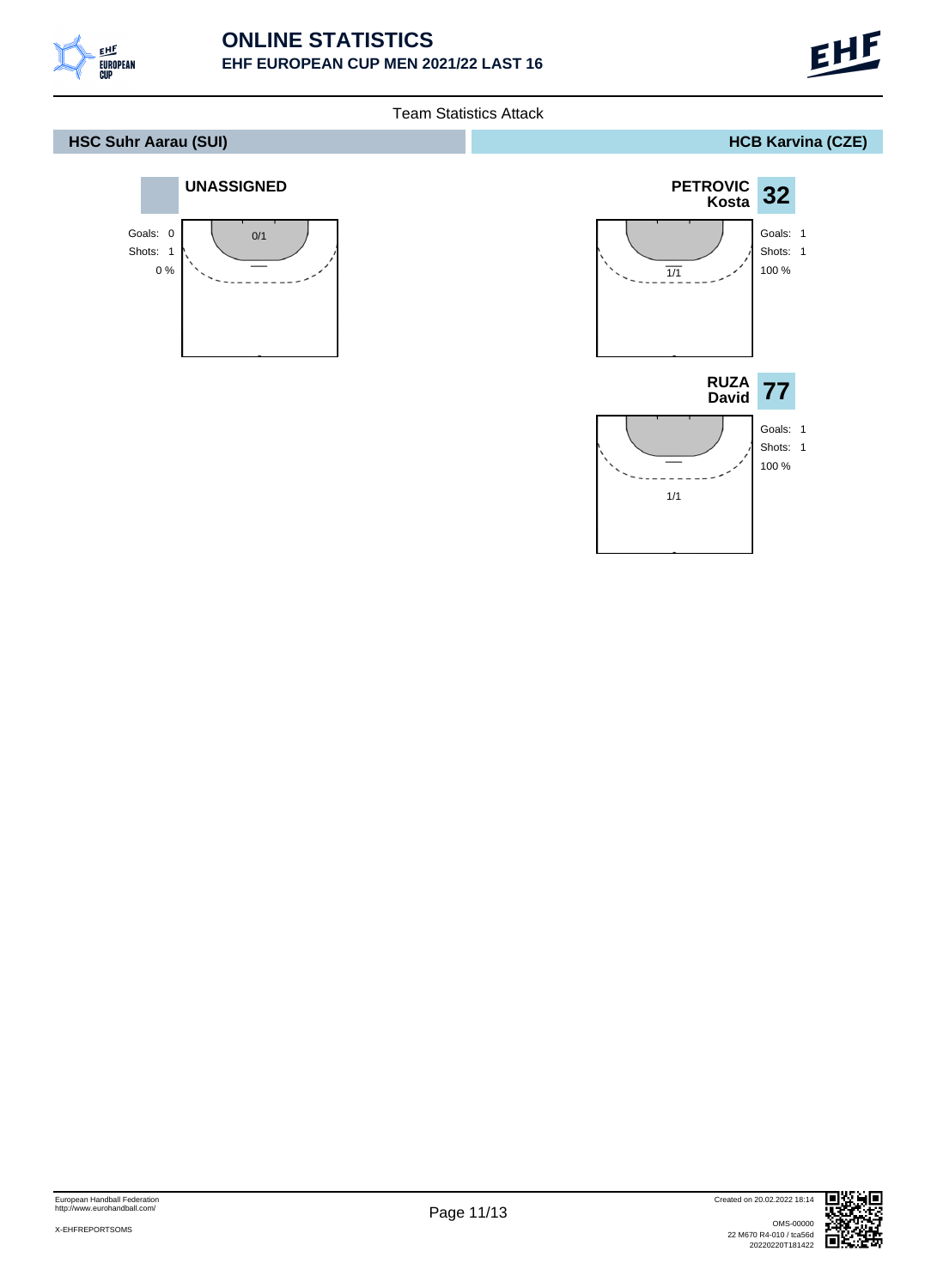# ONLINE STATISTICS

## EHF EUROPEAN CUP MEN 2021/22 LAST 16

Team Statistics Attack

## HSC Suhr Aarau (SUI)

### UNASSIGNED

Goals: 0
Shots: 1
0 %

0/1

## HCB Karvina (CZE)

### PETROVIC Kosta — 32

Goals: 1
Shots: 1
100 %

1/1

### RUZA David — 77

Goals: 1
Shots: 1
100 %

1/1

European Handball Federation
http://www.eurohandball.com/

X-EHFREPORTSOMS

Created on 20.02.2022 18:14

OMS-00000
22 M670 R4-010 / tca56d
20220220T181422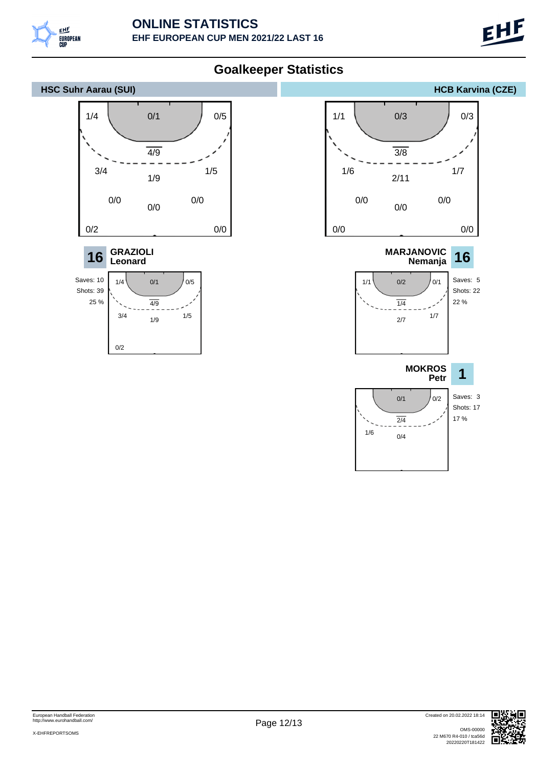# ONLINE STATISTICS

**EHF EUROPEAN CUP MEN 2021/22 LAST 16**

## Goalkeeper Statistics

### HSC Suhr Aarau (SUI)

| Zone | Left | Center | Right |
|---|---|---|---|
| Goal top | 1/4 | 0/1 | 0/5 |
| 7m | | 4/9 | |
| 6m | 3/4 | 1/9 | 1/5 |
| 9m | 0/0 | 0/0 | 0/0 |
| Wing / Long distance | 0/2 | | 0/0 |

**16 GRAZIOLI Leonard**

Saves: 10
Shots: 39
25 %

| Zone | Left | Center | Right |
|---|---|---|---|
| Goal top | 1/4 | 0/1 | 0/5 |
| 7m | | 4/9 | |
| 6m | 3/4 | 1/9 | 1/5 |
| Wing | 0/2 | | |

### HCB Karvina (CZE)

| Zone | Left | Center | Right |
|---|---|---|---|
| Goal top | 1/1 | 0/3 | 0/3 |
| 7m | | 3/8 | |
| 6m | 1/6 | 2/11 | 1/7 |
| 9m | 0/0 | 0/0 | 0/0 |
| Wing / Long distance | 0/0 | | 0/0 |

**MARJANOVIC Nemanja 16**

Saves: 5
Shots: 22
22 %

| Zone | Left | Center | Right |
|---|---|---|---|
| Goal top | 1/1 | 0/2 | 0/1 |
| 7m | | 1/4 | |
| 6m | | 2/7 | 1/7 |

**MOKROS Petr 1**

Saves: 3
Shots: 17
17 %

| Zone | Left | Center | Right |
|---|---|---|---|
| Goal top | | 0/1 | 0/2 |
| 7m | | 2/4 | |
| 6m | 1/6 | 0/4 | |

European Handball Federation
http://www.eurohandball.com/

X-EHFREPORTSOMS

Created on 20.02.2022 18:14

OMS-00000
22 M670 R4-010 / tca56d
20220220T181422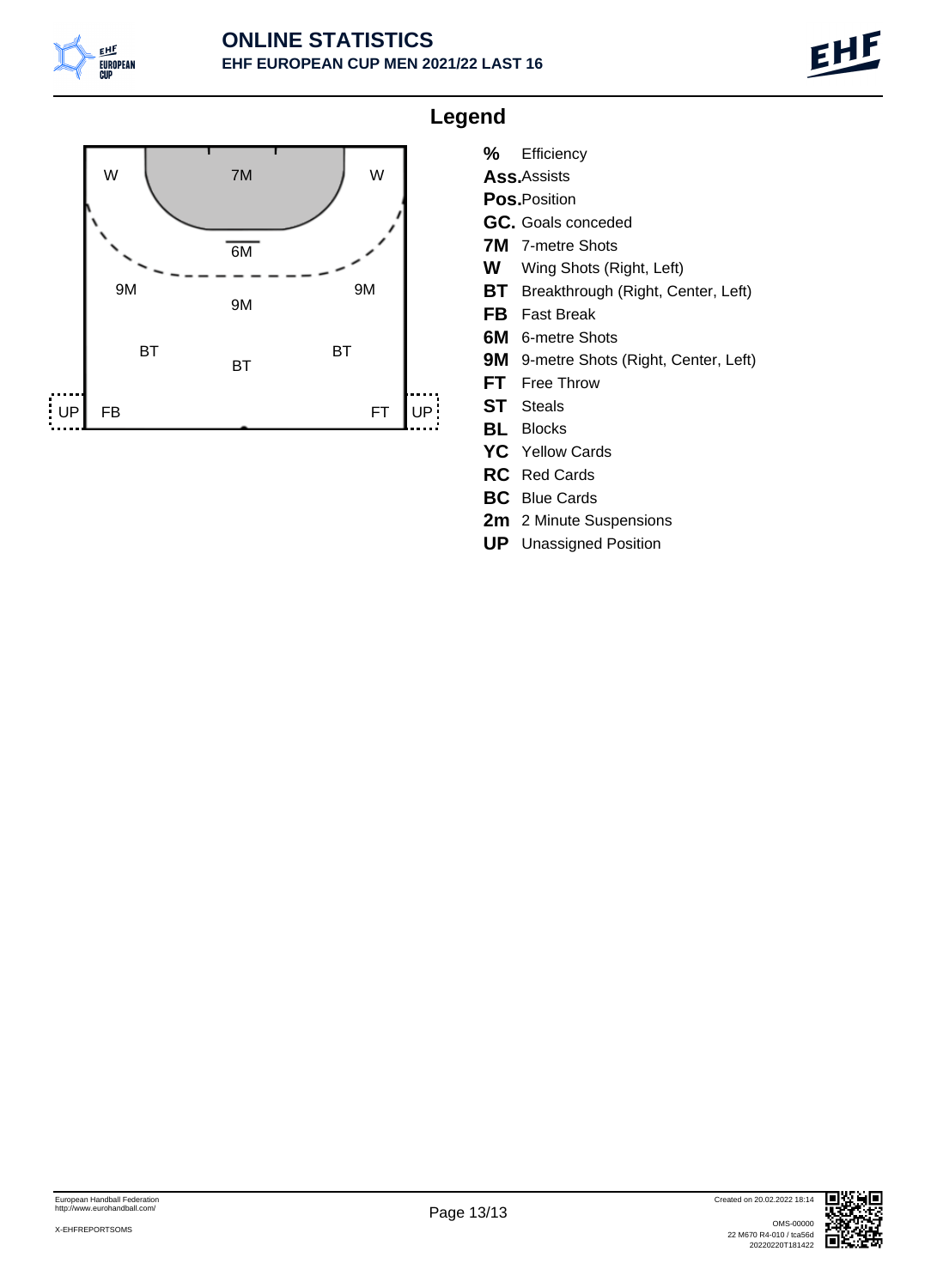W
7M
W
6M
9M
9M
9M
BT
BT
BT
UP
FB
FT
UP

## Legend

- **%** Efficiency
- **Ass.** Assists
- **Pos.** Position
- **GC.** Goals conceded
- **7M** 7-metre Shots
- **W** Wing Shots (Right, Left)
- **BT** Breakthrough (Right, Center, Left)
- **FB** Fast Break
- **6M** 6-metre Shots
- **9M** 9-metre Shots (Right, Center, Left)
- **FT** Free Throw
- **ST** Steals
- **BL** Blocks
- **YC** Yellow Cards
- **RC** Red Cards
- **BC** Blue Cards
- **2m** 2 Minute Suspensions
- **UP** Unassigned Position